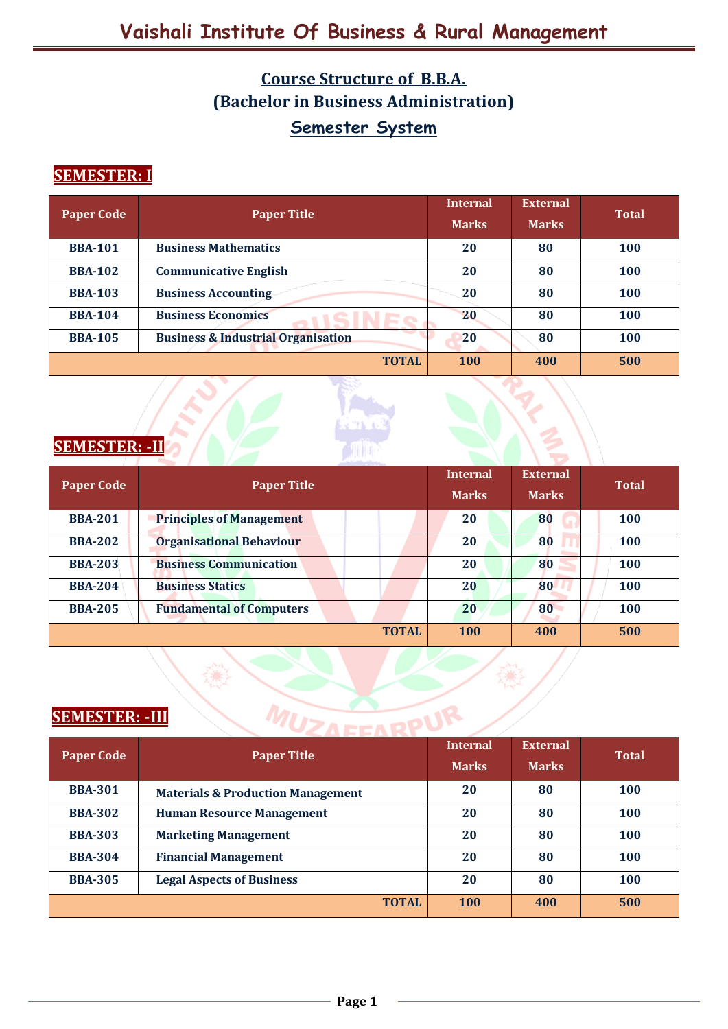# Vaishali Institute Of Business & Rural Management

## Course Structure of B.B.A.
## (Bachelor in Business Administration)
## Semester System

### SEMESTER: I

| Paper Code | Paper Title | Internal Marks | External Marks | Total |
|---|---|---|---|---|
| BBA-101 | Business Mathematics | 20 | 80 | 100 |
| BBA-102 | Communicative English | 20 | 80 | 100 |
| BBA-103 | Business Accounting | 20 | 80 | 100 |
| BBA-104 | Business Economics | 20 | 80 | 100 |
| BBA-105 | Business & Industrial Organisation | 20 | 80 | 100 |
| | TOTAL | 100 | 400 | 500 |

### SEMESTER: -II

| Paper Code | Paper Title | Internal Marks | External Marks | Total |
|---|---|---|---|---|
| BBA-201 | Principles of Management | 20 | 80 | 100 |
| BBA-202 | Organisational Behaviour | 20 | 80 | 100 |
| BBA-203 | Business Communication | 20 | 80 | 100 |
| BBA-204 | Business Statics | 20 | 80 | 100 |
| BBA-205 | Fundamental of Computers | 20 | 80 | 100 |
| | TOTAL | 100 | 400 | 500 |

### SEMESTER: -III

| Paper Code | Paper Title | Internal Marks | External Marks | Total |
|---|---|---|---|---|
| BBA-301 | Materials & Production Management | 20 | 80 | 100 |
| BBA-302 | Human Resource Management | 20 | 80 | 100 |
| BBA-303 | Marketing Management | 20 | 80 | 100 |
| BBA-304 | Financial Management | 20 | 80 | 100 |
| BBA-305 | Legal Aspects of Business | 20 | 80 | 100 |
| | TOTAL | 100 | 400 | 500 |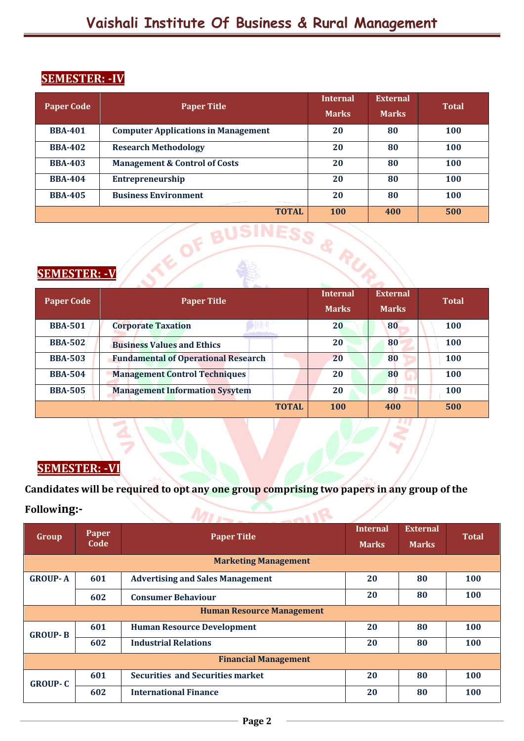## SEMESTER: -IV

| Paper Code | Paper Title | Internal Marks | External Marks | Total |
|---|---|---|---|---|
| BBA-401 | Computer Applications in Management | 20 | 80 | 100 |
| BBA-402 | Research Methodology | 20 | 80 | 100 |
| BBA-403 | Management & Control of Costs | 20 | 80 | 100 |
| BBA-404 | Entrepreneurship | 20 | 80 | 100 |
| BBA-405 | Business Environment | 20 | 80 | 100 |
| | TOTAL | 100 | 400 | 500 |

## SEMESTER: -V

| Paper Code | Paper Title | Internal Marks | External Marks | Total |
|---|---|---|---|---|
| BBA-501 | Corporate Taxation | 20 | 80 | 100 |
| BBA-502 | Business Values and Ethics | 20 | 80 | 100 |
| BBA-503 | Fundamental of Operational Research | 20 | 80 | 100 |
| BBA-504 | Management Control Techniques | 20 | 80 | 100 |
| BBA-505 | Management Information Sysytem | 20 | 80 | 100 |
| | TOTAL | 100 | 400 | 500 |

## SEMESTER: -VI

**Candidates will be required to opt any one group comprising two papers in any group of the Following:-**

| Group | Paper Code | Paper Title | Internal Marks | External Marks | Total |
|---|---|---|---|---|---|
| | | Marketing Management | | | |
| GROUP- A | 601 | Advertising and Sales Management | 20 | 80 | 100 |
| | 602 | Consumer Behaviour | 20 | 80 | 100 |
| | | Human Resource Management | | | |
| GROUP- B | 601 | Human Resource Development | 20 | 80 | 100 |
| | 602 | Industrial Relations | 20 | 80 | 100 |
| | | Financial Management | | | |
| GROUP- C | 601 | Securities and Securities market | 20 | 80 | 100 |
| | 602 | International Finance | 20 | 80 | 100 |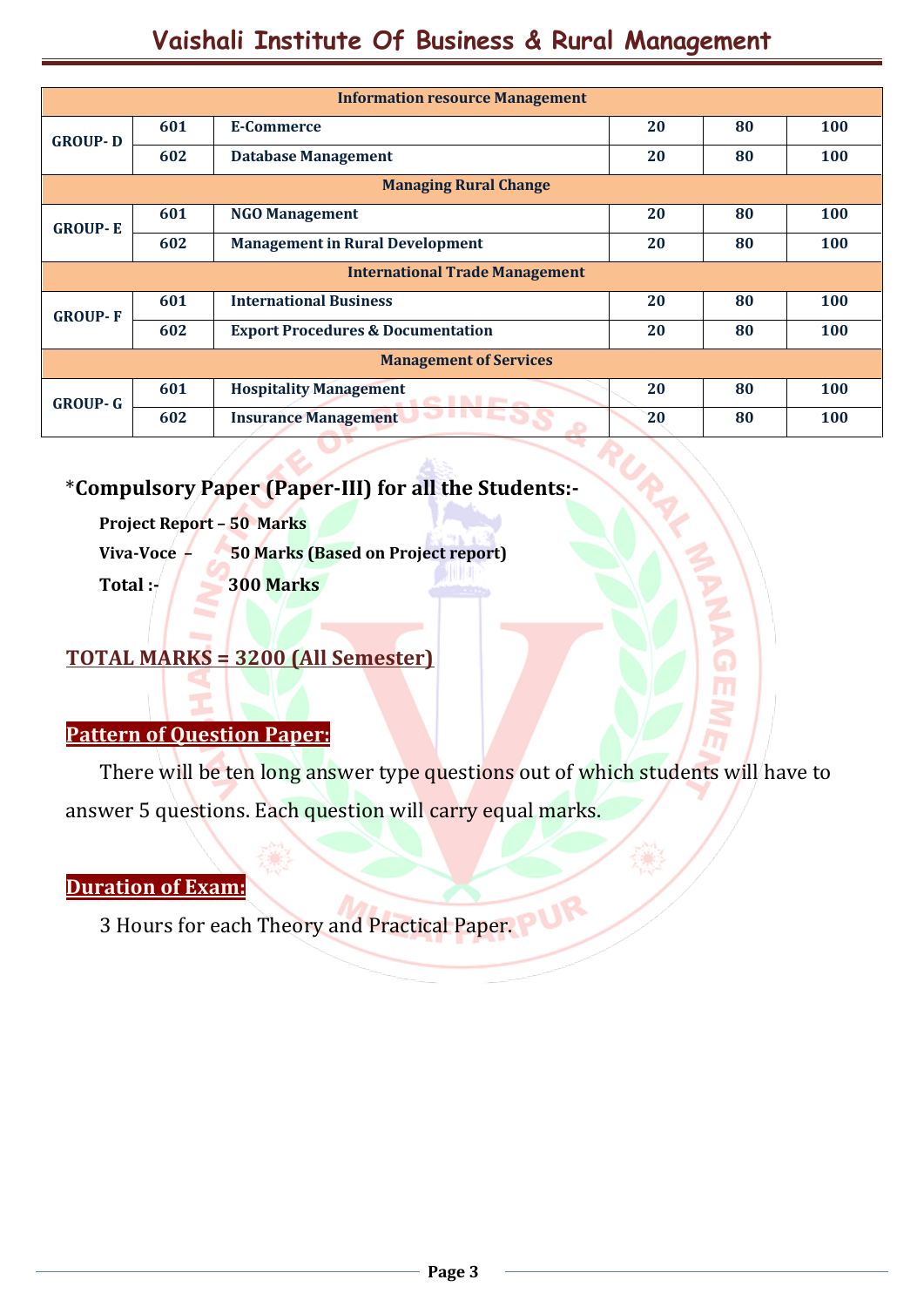| | | | | | |
|---|---|---|---|---|---|
| **Information resource Management** | | | | | |
| **GROUP- D** | **601** | **E-Commerce** | **20** | **80** | **100** |
| | **602** | **Database Management** | **20** | **80** | **100** |
| **Managing Rural Change** | | | | | |
| **GROUP- E** | **601** | **NGO Management** | **20** | **80** | **100** |
| | **602** | **Management in Rural Development** | **20** | **80** | **100** |
| **International Trade Management** | | | | | |
| **GROUP- F** | **601** | **International Business** | **20** | **80** | **100** |
| | **602** | **Export Procedures & Documentation** | **20** | **80** | **100** |
| **Management of Services** | | | | | |
| **GROUP- G** | **601** | **Hospitality Management** | **20** | **80** | **100** |
| | **602** | **Insurance Management** | **20** | **80** | **100** |

*__Compulsory Paper (Paper-III) for all the Students:-__

**Project Report – 50 Marks**

**Viva-Voce – 50 Marks (Based on Project report)**

**Total :- 300 Marks**

## TOTAL MARKS = 3200 (All Semester)

## Pattern of Question Paper:

There will be ten long answer type questions out of which students will have to answer 5 questions. Each question will carry equal marks.

## Duration of Exam:

3 Hours for each Theory and Practical Paper.